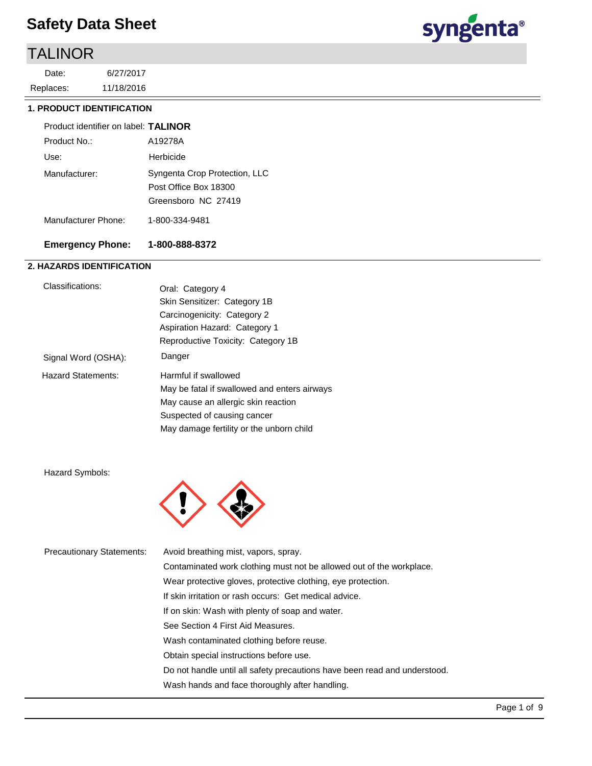# Safety Data Sheet

## TALINOR

Date: 6/27/2017
Replaces: 11/18/2016

### 1. PRODUCT IDENTIFICATION

Product identifier on label: **TALINOR**

Product No.: A19278A

Use: Herbicide

Manufacturer: Syngenta Crop Protection, LLC
Post Office Box 18300
Greensboro NC 27419

Manufacturer Phone: 1-800-334-9481

**Emergency Phone: 1-800-888-8372**

### 2. HAZARDS IDENTIFICATION

Classifications:
- Oral: Category 4
- Skin Sensitizer: Category 1B
- Carcinogenicity: Category 2
- Aspiration Hazard: Category 1
- Reproductive Toxicity: Category 1B

Signal Word (OSHA): Danger

Hazard Statements:
- Harmful if swallowed
- May be fatal if swallowed and enters airways
- May cause an allergic skin reaction
- Suspected of causing cancer
- May damage fertility or the unborn child

Hazard Symbols:

Precautionary Statements:
- Avoid breathing mist, vapors, spray.
- Contaminated work clothing must not be allowed out of the workplace.
- Wear protective gloves, protective clothing, eye protection.
- If skin irritation or rash occurs: Get medical advice.
- If on skin: Wash with plenty of soap and water.
- See Section 4 First Aid Measures.
- Wash contaminated clothing before reuse.
- Obtain special instructions before use.
- Do not handle until all safety precautions have been read and understood.
- Wash hands and face thoroughly after handling.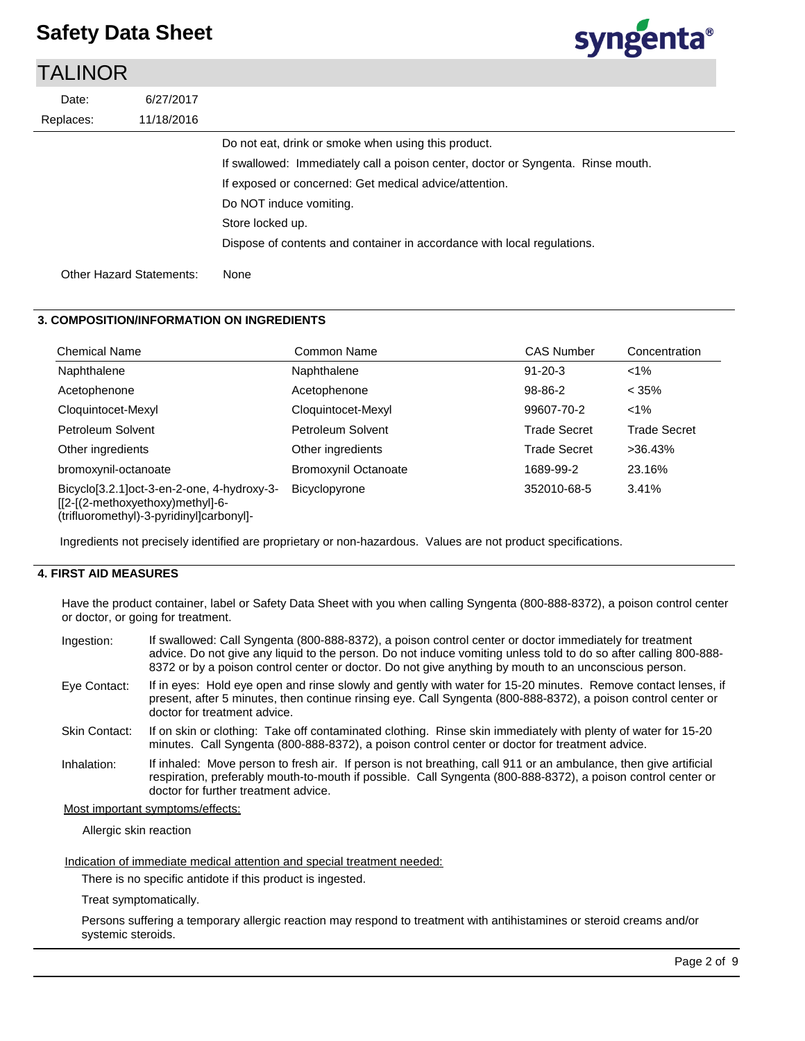Do not eat, drink or smoke when using this product.

If swallowed: Immediately call a poison center, doctor or Syngenta. Rinse mouth.

If exposed or concerned: Get medical advice/attention.

Do NOT induce vomiting.

Store locked up.

Dispose of contents and container in accordance with local regulations.

Other Hazard Statements: None

## 3. COMPOSITION/INFORMATION ON INGREDIENTS

| Chemical Name | Common Name | CAS Number | Concentration |
|---|---|---|---|
| Naphthalene | Naphthalene | 91-20-3 | <1% |
| Acetophenone | Acetophenone | 98-86-2 | < 35% |
| Cloquintocet-Mexyl | Cloquintocet-Mexyl | 99607-70-2 | <1% |
| Petroleum Solvent | Petroleum Solvent | Trade Secret | Trade Secret |
| Other ingredients | Other ingredients | Trade Secret | >36.43% |
| bromoxynil-octanoate | Bromoxynil Octanoate | 1689-99-2 | 23.16% |
| Bicyclo[3.2.1]oct-3-en-2-one, 4-hydroxy-3-[[2-[(2-methoxyethoxy)methyl]-6-(trifluoromethyl)-3-pyridinyl]carbonyl]- | Bicyclopyrone | 352010-68-5 | 3.41% |

Ingredients not precisely identified are proprietary or non-hazardous. Values are not product specifications.

## 4. FIRST AID MEASURES

Have the product container, label or Safety Data Sheet with you when calling Syngenta (800-888-8372), a poison control center or doctor, or going for treatment.

**Ingestion:** If swallowed: Call Syngenta (800-888-8372), a poison control center or doctor immediately for treatment advice. Do not give any liquid to the person. Do not induce vomiting unless told to do so after calling 800-888-8372 or by a poison control center or doctor. Do not give anything by mouth to an unconscious person.

**Eye Contact:** If in eyes: Hold eye open and rinse slowly and gently with water for 15-20 minutes. Remove contact lenses, if present, after 5 minutes, then continue rinsing eye. Call Syngenta (800-888-8372), a poison control center or doctor for treatment advice.

**Skin Contact:** If on skin or clothing: Take off contaminated clothing. Rinse skin immediately with plenty of water for 15-20 minutes. Call Syngenta (800-888-8372), a poison control center or doctor for treatment advice.

**Inhalation:** If inhaled: Move person to fresh air. If person is not breathing, call 911 or an ambulance, then give artificial respiration, preferably mouth-to-mouth if possible. Call Syngenta (800-888-8372), a poison control center or doctor for further treatment advice.

Most important symptoms/effects:

Allergic skin reaction

Indication of immediate medical attention and special treatment needed:

There is no specific antidote if this product is ingested.

Treat symptomatically.

Persons suffering a temporary allergic reaction may respond to treatment with antihistamines or steroid creams and/or systemic steroids.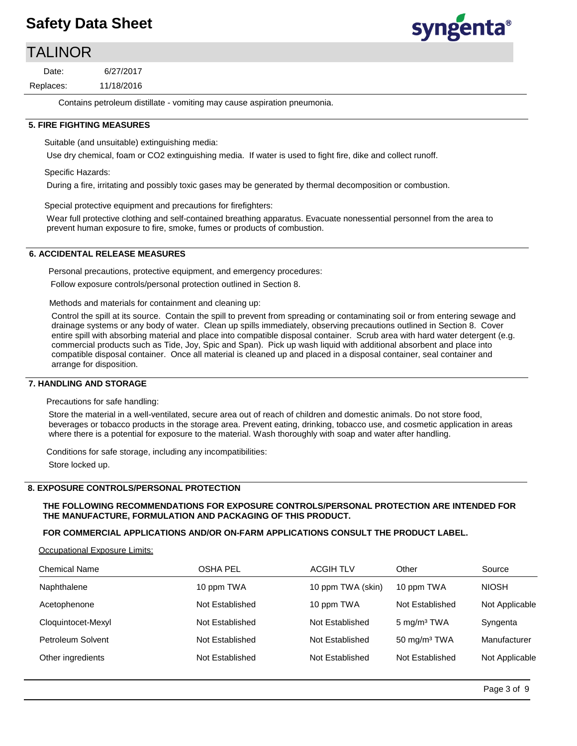Contains petroleum distillate - vomiting may cause aspiration pneumonia.

## 5. FIRE FIGHTING MEASURES

Suitable (and unsuitable) extinguishing media:

Use dry chemical, foam or $CO_2$ extinguishing media. If water is used to fight fire, dike and collect runoff.

Specific Hazards:

During a fire, irritating and possibly toxic gases may be generated by thermal decomposition or combustion.

Special protective equipment and precautions for firefighters:

Wear full protective clothing and self-contained breathing apparatus. Evacuate nonessential personnel from the area to prevent human exposure to fire, smoke, fumes or products of combustion.

## 6. ACCIDENTAL RELEASE MEASURES

Personal precautions, protective equipment, and emergency procedures:

Follow exposure controls/personal protection outlined in Section 8.

Methods and materials for containment and cleaning up:

Control the spill at its source. Contain the spill to prevent from spreading or contaminating soil or from entering sewage and drainage systems or any body of water. Clean up spills immediately, observing precautions outlined in Section 8. Cover entire spill with absorbing material and place into compatible disposal container. Scrub area with hard water detergent (e.g. commercial products such as Tide, Joy, Spic and Span). Pick up wash liquid with additional absorbent and place into compatible disposal container. Once all material is cleaned up and placed in a disposal container, seal container and arrange for disposition.

## 7. HANDLING AND STORAGE

Precautions for safe handling:

Store the material in a well-ventilated, secure area out of reach of children and domestic animals. Do not store food, beverages or tobacco products in the storage area. Prevent eating, drinking, tobacco use, and cosmetic application in areas where there is a potential for exposure to the material. Wash thoroughly with soap and water after handling.

Conditions for safe storage, including any incompatibilities:

Store locked up.

## 8. EXPOSURE CONTROLS/PERSONAL PROTECTION

**THE FOLLOWING RECOMMENDATIONS FOR EXPOSURE CONTROLS/PERSONAL PROTECTION ARE INTENDED FOR THE MANUFACTURE, FORMULATION AND PACKAGING OF THIS PRODUCT.**

**FOR COMMERCIAL APPLICATIONS AND/OR ON-FARM APPLICATIONS CONSULT THE PRODUCT LABEL.**

Occupational Exposure Limits:

| Chemical Name | OSHA PEL | ACGIH TLV | Other | Source |
|---|---|---|---|---|
| Naphthalene | 10 ppm TWA | 10 ppm TWA (skin) | 10 ppm TWA | NIOSH |
| Acetophenone | Not Established | 10 ppm TWA | Not Established | Not Applicable |
| Cloquintocet-Mexyl | Not Established | Not Established | 5 $mg/m^3$ TWA | Syngenta |
| Petroleum Solvent | Not Established | Not Established | 50 $mg/m^3$ TWA | Manufacturer |
| Other ingredients | Not Established | Not Established | Not Established | Not Applicable |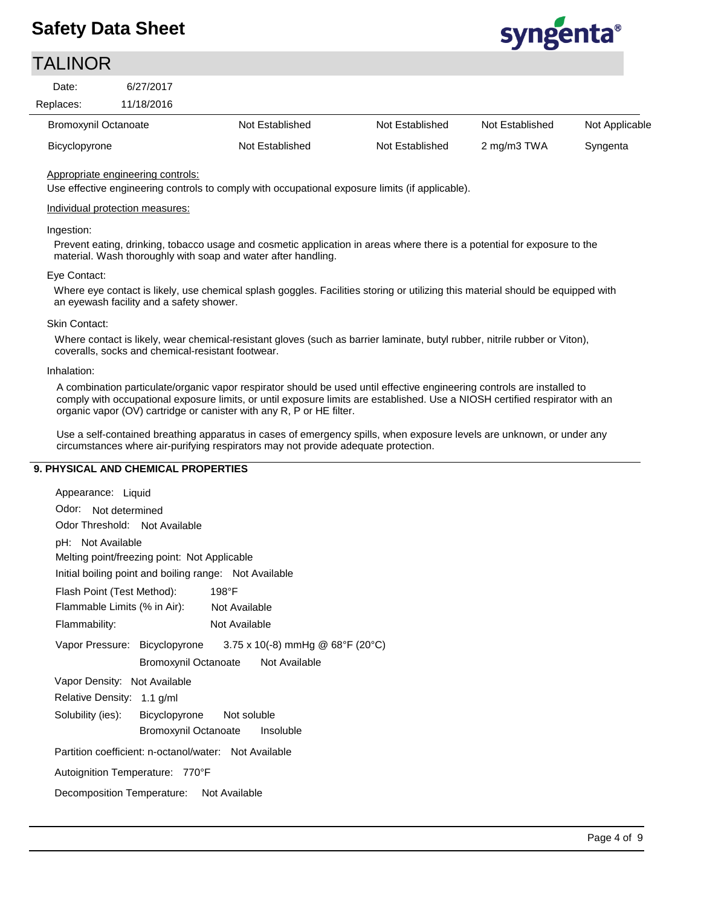| | | | | |
|---|---|---|---|---|
| Bromoxynil Octanoate | Not Established | Not Established | Not Established | Not Applicable |
| Bicyclopyrone | Not Established | Not Established | 2 mg/m3 TWA | Syngenta |

Appropriate engineering controls:

Use effective engineering controls to comply with occupational exposure limits (if applicable).

Individual protection measures:

Ingestion:

Prevent eating, drinking, tobacco usage and cosmetic application in areas where there is a potential for exposure to the material. Wash thoroughly with soap and water after handling.

Eye Contact:

Where eye contact is likely, use chemical splash goggles. Facilities storing or utilizing this material should be equipped with an eyewash facility and a safety shower.

Skin Contact:

Where contact is likely, wear chemical-resistant gloves (such as barrier laminate, butyl rubber, nitrile rubber or Viton), coveralls, socks and chemical-resistant footwear.

Inhalation:

A combination particulate/organic vapor respirator should be used until effective engineering controls are installed to comply with occupational exposure limits, or until exposure limits are established. Use a NIOSH certified respirator with an organic vapor (OV) cartridge or canister with any R, P or HE filter.

Use a self-contained breathing apparatus in cases of emergency spills, when exposure levels are unknown, or under any circumstances where air-purifying respirators may not provide adequate protection.

## 9. PHYSICAL AND CHEMICAL PROPERTIES

Appearance: Liquid

Odor: Not determined

Odor Threshold: Not Available

pH: Not Available

Melting point/freezing point: Not Applicable

Initial boiling point and boiling range: Not Available

Flash Point (Test Method): 198°F

Flammable Limits (% in Air): Not Available

Flammability: Not Available

Vapor Pressure: Bicyclopyrone 3.75 x 10(-8) mmHg @ 68°F (20°C)
Bromoxynil Octanoate Not Available

Vapor Density: Not Available

Relative Density: 1.1 g/ml

Solubility (ies): Bicyclopyrone Not soluble
Bromoxynil Octanoate Insoluble

Partition coefficient: n-octanol/water: Not Available

Autoignition Temperature: 770°F

Decomposition Temperature: Not Available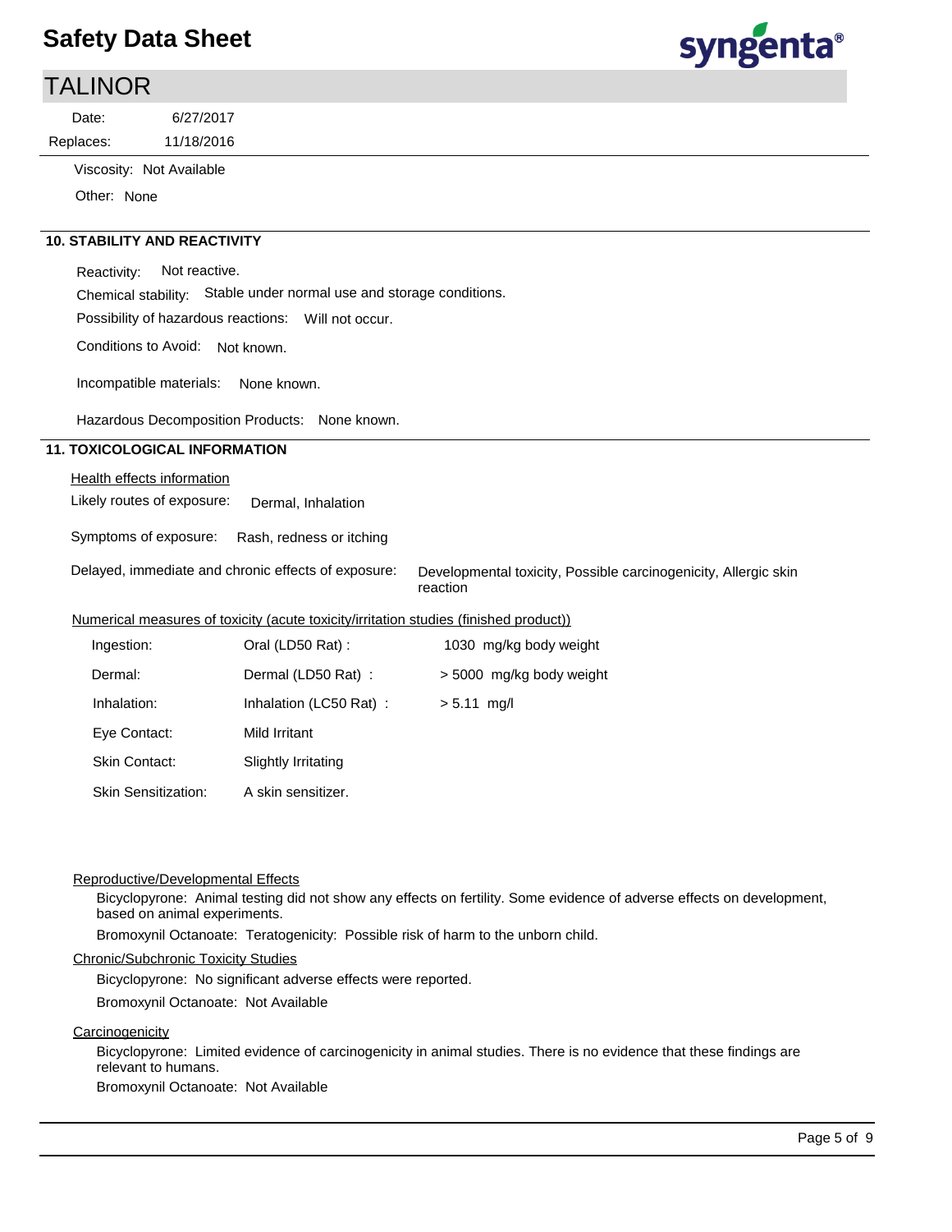Viscosity: Not Available

Other: None

## 10. STABILITY AND REACTIVITY

Reactivity: Not reactive.

Chemical stability: Stable under normal use and storage conditions.

Possibility of hazardous reactions: Will not occur.

Conditions to Avoid: Not known.

Incompatible materials: None known.

Hazardous Decomposition Products: None known.

## 11. TOXICOLOGICAL INFORMATION

Health effects information

Likely routes of exposure: Dermal, Inhalation

Symptoms of exposure: Rash, redness or itching

Delayed, immediate and chronic effects of exposure: Developmental toxicity, Possible carcinogenicity, Allergic skin reaction

Numerical measures of toxicity (acute toxicity/irritation studies (finished product))

| | | |
|---|---|---|
| Ingestion: | Oral (LD50 Rat) : | 1030 mg/kg body weight |
| Dermal: | Dermal (LD50 Rat) : | > 5000 mg/kg body weight |
| Inhalation: | Inhalation (LC50 Rat) : | > 5.11 mg/l |
| Eye Contact: | Mild Irritant | |
| Skin Contact: | Slightly Irritating | |
| Skin Sensitization: | A skin sensitizer. | |

Reproductive/Developmental Effects

Bicyclopyrone: Animal testing did not show any effects on fertility. Some evidence of adverse effects on development, based on animal experiments.

Bromoxynil Octanoate: Teratogenicity: Possible risk of harm to the unborn child.

Chronic/Subchronic Toxicity Studies

Bicyclopyrone: No significant adverse effects were reported.

Bromoxynil Octanoate: Not Available

Carcinogenicity

Bicyclopyrone: Limited evidence of carcinogenicity in animal studies. There is no evidence that these findings are relevant to humans.

Bromoxynil Octanoate: Not Available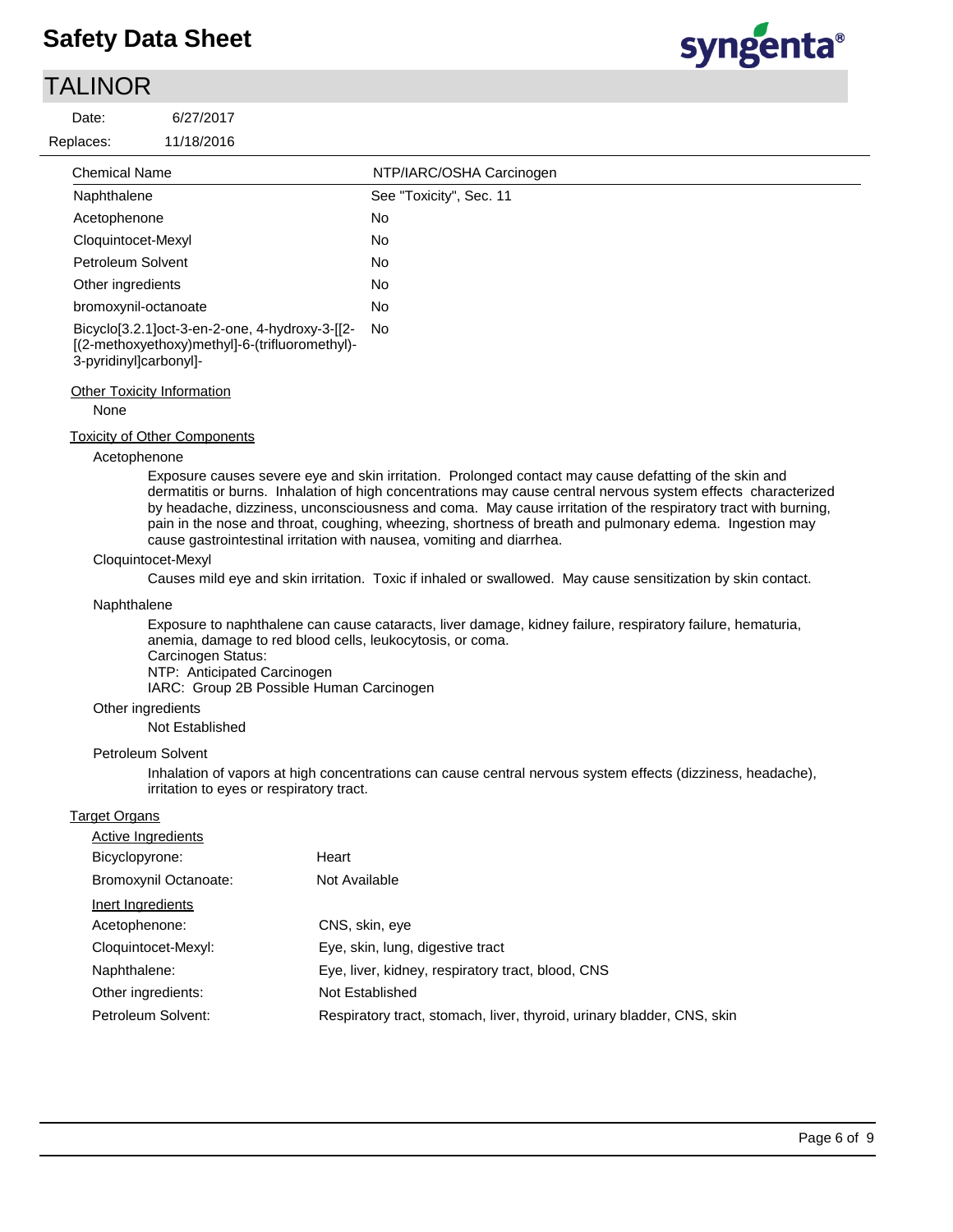| Chemical Name | NTP/IARC/OSHA Carcinogen |
|---|---|
| Naphthalene | See "Toxicity", Sec. 11 |
| Acetophenone | No |
| Cloquintocet-Mexyl | No |
| Petroleum Solvent | No |
| Other ingredients | No |
| bromoxynil-octanoate | No |
| Bicyclo[3.2.1]oct-3-en-2-one, 4-hydroxy-3-[[2-[(2-methoxyethoxy)methyl]-6-(trifluoromethyl)-3-pyridinyl]carbonyl]- | No |

**Other Toxicity Information**

None

**Toxicity of Other Components**

Acetophenone

Exposure causes severe eye and skin irritation. Prolonged contact may cause defatting of the skin and dermatitis or burns. Inhalation of high concentrations may cause central nervous system effects characterized by headache, dizziness, unconsciousness and coma. May cause irritation of the respiratory tract with burning, pain in the nose and throat, coughing, wheezing, shortness of breath and pulmonary edema. Ingestion may cause gastrointestinal irritation with nausea, vomiting and diarrhea.

Cloquintocet-Mexyl

Causes mild eye and skin irritation. Toxic if inhaled or swallowed. May cause sensitization by skin contact.

Naphthalene

Exposure to naphthalene can cause cataracts, liver damage, kidney failure, respiratory failure, hematuria, anemia, damage to red blood cells, leukocytosis, or coma.
Carcinogen Status:
NTP: Anticipated Carcinogen
IARC: Group 2B Possible Human Carcinogen

Other ingredients

Not Established

Petroleum Solvent

Inhalation of vapors at high concentrations can cause central nervous system effects (dizziness, headache), irritation to eyes or respiratory tract.

**Target Organs**

Active Ingredients

| | |
|---|---|
| Bicyclopyrone: | Heart |
| Bromoxynil Octanoate: | Not Available |

Inert Ingredients

| | |
|---|---|
| Acetophenone: | CNS, skin, eye |
| Cloquintocet-Mexyl: | Eye, skin, lung, digestive tract |
| Naphthalene: | Eye, liver, kidney, respiratory tract, blood, CNS |
| Other ingredients: | Not Established |
| Petroleum Solvent: | Respiratory tract, stomach, liver, thyroid, urinary bladder, CNS, skin |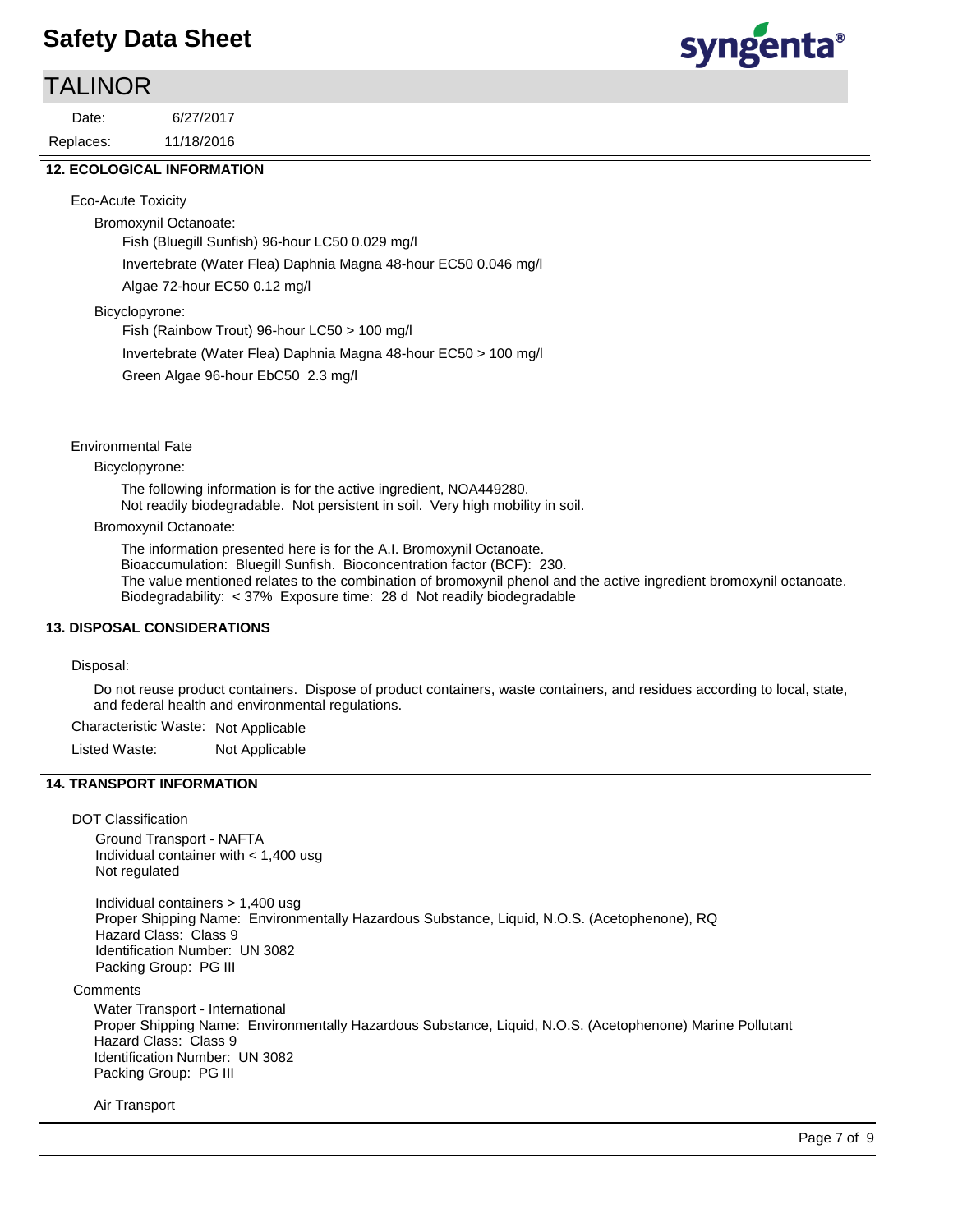## 12. ECOLOGICAL INFORMATION

Eco-Acute Toxicity

Bromoxynil Octanoate:

Fish (Bluegill Sunfish) 96-hour LC50 0.029 mg/l

Invertebrate (Water Flea) Daphnia Magna 48-hour EC50 0.046 mg/l

Algae 72-hour EC50 0.12 mg/l

Bicyclopyrone:

Fish (Rainbow Trout) 96-hour LC50 > 100 mg/l

Invertebrate (Water Flea) Daphnia Magna 48-hour EC50 > 100 mg/l

Green Algae 96-hour EbC50 2.3 mg/l

Environmental Fate

Bicyclopyrone:

The following information is for the active ingredient, NOA449280.
Not readily biodegradable. Not persistent in soil. Very high mobility in soil.

Bromoxynil Octanoate:

The information presented here is for the A.I. Bromoxynil Octanoate.
Bioaccumulation: Bluegill Sunfish. Bioconcentration factor (BCF): 230.
The value mentioned relates to the combination of bromoxynil phenol and the active ingredient bromoxynil octanoate.
Biodegradability: < 37% Exposure time: 28 d Not readily biodegradable

## 13. DISPOSAL CONSIDERATIONS

Disposal:

Do not reuse product containers. Dispose of product containers, waste containers, and residues according to local, state, and federal health and environmental regulations.

Characteristic Waste: Not Applicable

Listed Waste: Not Applicable

## 14. TRANSPORT INFORMATION

DOT Classification

Ground Transport - NAFTA
Individual container with < 1,400 usg
Not regulated

Individual containers > 1,400 usg
Proper Shipping Name: Environmentally Hazardous Substance, Liquid, N.O.S. (Acetophenone), RQ
Hazard Class: Class 9
Identification Number: UN 3082
Packing Group: PG III

Comments

Water Transport - International
Proper Shipping Name: Environmentally Hazardous Substance, Liquid, N.O.S. (Acetophenone) Marine Pollutant
Hazard Class: Class 9
Identification Number: UN 3082
Packing Group: PG III

Air Transport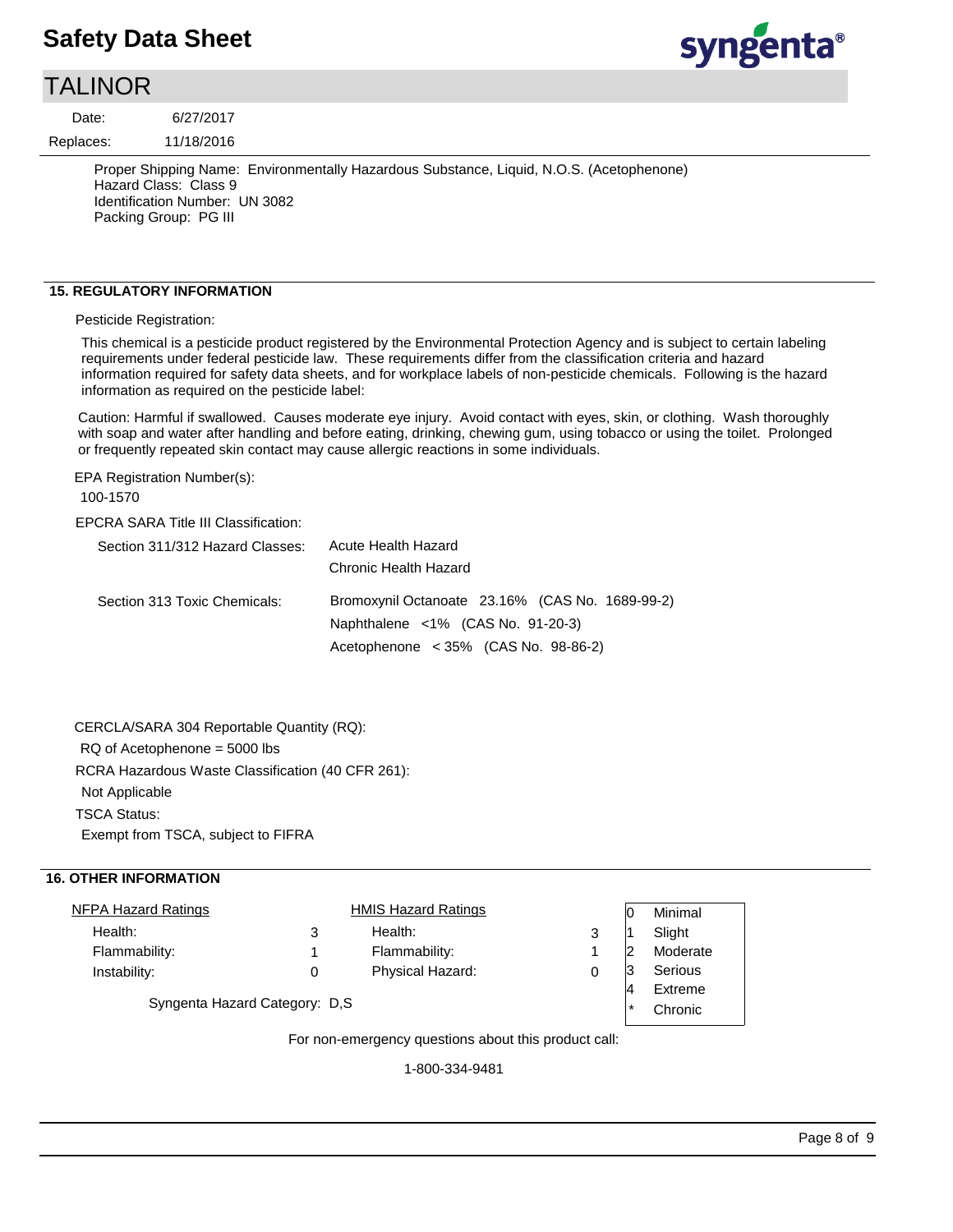Proper Shipping Name: Environmentally Hazardous Substance, Liquid, N.O.S. (Acetophenone)
Hazard Class: Class 9
Identification Number: UN 3082
Packing Group: PG III

## 15. REGULATORY INFORMATION

Pesticide Registration:

This chemical is a pesticide product registered by the Environmental Protection Agency and is subject to certain labeling requirements under federal pesticide law. These requirements differ from the classification criteria and hazard information required for safety data sheets, and for workplace labels of non-pesticide chemicals. Following is the hazard information as required on the pesticide label:

Caution: Harmful if swallowed. Causes moderate eye injury. Avoid contact with eyes, skin, or clothing. Wash thoroughly with soap and water after handling and before eating, drinking, chewing gum, using tobacco or using the toilet. Prolonged or frequently repeated skin contact may cause allergic reactions in some individuals.

EPA Registration Number(s):

100-1570

EPCRA SARA Title III Classification:

| | |
|---|---|
| Section 311/312 Hazard Classes: | Acute Health Hazard<br>Chronic Health Hazard |
| Section 313 Toxic Chemicals: | Bromoxynil Octanoate 23.16% (CAS No. 1689-99-2)<br>Naphthalene <1% (CAS No. 91-20-3)<br>Acetophenone < 35% (CAS No. 98-86-2) |

CERCLA/SARA 304 Reportable Quantity (RQ):

RQ of Acetophenone = 5000 lbs

RCRA Hazardous Waste Classification (40 CFR 261):

Not Applicable

TSCA Status:

Exempt from TSCA, subject to FIFRA

## 16. OTHER INFORMATION

| NFPA Hazard Ratings | | HMIS Hazard Ratings | |
|---|---|---|---|
| Health: | 3 | Health: | 3 |
| Flammability: | 1 | Flammability: | 1 |
| Instability: | 0 | Physical Hazard: | 0 |

| | |
|---|---|
| 0 | Minimal |
| 1 | Slight |
| 2 | Moderate |
| 3 | Serious |
| 4 | Extreme |
| * | Chronic |

Syngenta Hazard Category: D,S

For non-emergency questions about this product call:

1-800-334-9481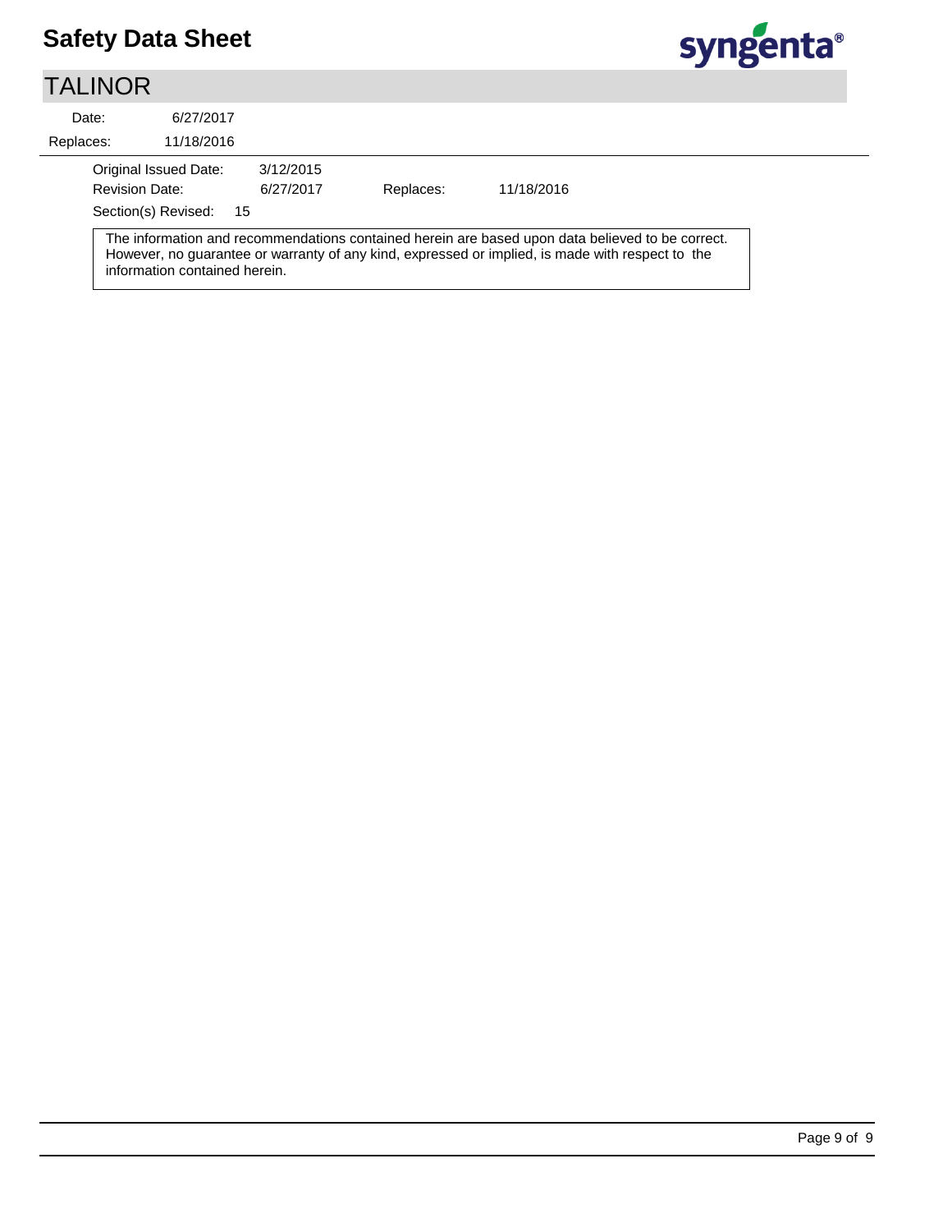Original Issued Date: 3/12/2015

Revision Date: 6/27/2017 Replaces: 11/18/2016

Section(s) Revised: 15

The information and recommendations contained herein are based upon data believed to be correct. However, no guarantee or warranty of any kind, expressed or implied, is made with respect to the information contained herein.